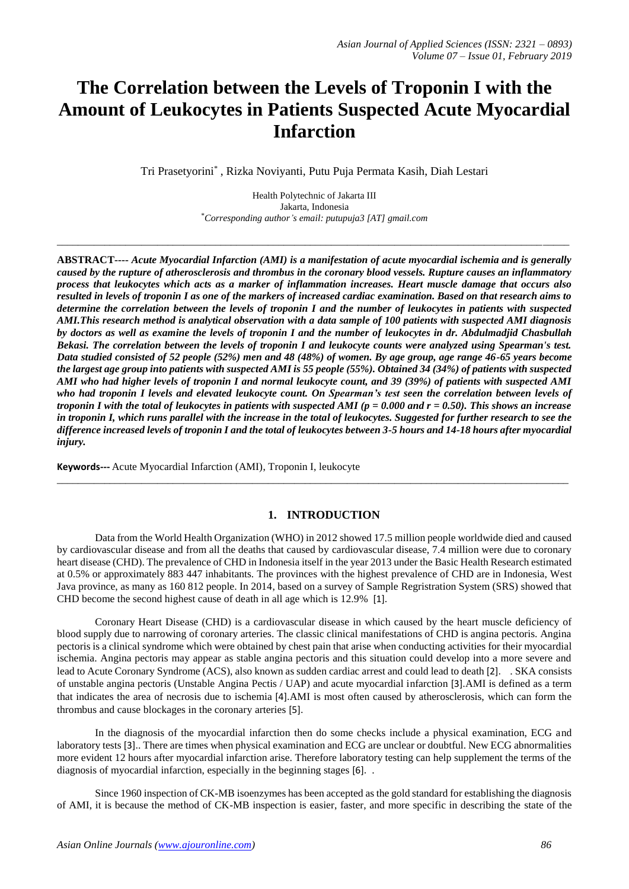# The Correlation between the Levels of Troponin I with the Amount of Leukocytes in Patients Suspected Acute Myocardial Infarction

Tri Prasetyorini* , Rizka Noviyanti, Putu Puja Permata Kasih, Diah Lestari

Health Polytechnic of Jakarta III
Jakarta, Indonesia
*Corresponding author's email: putupuja3 [AT] gmail.com

---

**ABSTRACT----** ***Acute Myocardial Infarction (AMI) is a manifestation of acute myocardial ischemia and is generally caused by the rupture of atherosclerosis and thrombus in the coronary blood vessels. Rupture causes an inflammatory process that leukocytes which acts as a marker of inflammation increases. Heart muscle damage that occurs also resulted in levels of troponin I as one of the markers of increased cardiac examination. Based on that research aims to determine the correlation between the levels of troponin I and the number of leukocytes in patients with suspected AMI.This research method is analytical observation with a data sample of 100 patients with suspected AMI diagnosis by doctors as well as examine the levels of troponin I and the number of leukocytes in dr. Abdulmadjid Chasbullah Bekasi. The correlation between the levels of troponin I and leukocyte counts were analyzed using Spearman's test. Data studied consisted of 52 people (52%) men and 48 (48%) of women. By age group, age range 46-65 years become the largest age group into patients with suspected AMI is 55 people (55%). Obtained 34 (34%) of patients with suspected AMI who had higher levels of troponin I and normal leukocyte count, and 39 (39%) of patients with suspected AMI who had troponin I levels and elevated leukocyte count. On Spearman's test seen the correlation between levels of troponin I with the total of leukocytes in patients with suspected AMI ($p = 0.000$ and $r = 0.50$). This shows an increase in troponin I, which runs parallel with the increase in the total of leukocytes. Suggested for further research to see the difference increased levels of troponin I and the total of leukocytes between 3-5 hours and 14-18 hours after myocardial injury.***

**Keywords---** Acute Myocardial Infarction (AMI), Troponin I, leukocyte

---

## 1. INTRODUCTION

Data from the World Health Organization (WHO) in 2012 showed 17.5 million people worldwide died and caused by cardiovascular disease and from all the deaths that caused by cardiovascular disease, 7.4 million were due to coronary heart disease (CHD). The prevalence of CHD in Indonesia itself in the year 2013 under the Basic Health Research estimated at 0.5% or approximately 883 447 inhabitants. The provinces with the highest prevalence of CHD are in Indonesia, West Java province, as many as 160 812 people. In 2014, based on a survey of Sample Regristration System (SRS) showed that CHD become the second highest cause of death in all age which is 12.9% [1].

Coronary Heart Disease (CHD) is a cardiovascular disease in which caused by the heart muscle deficiency of blood supply due to narrowing of coronary arteries. The classic clinical manifestations of CHD is angina pectoris. Angina pectoris is a clinical syndrome which were obtained by chest pain that arise when conducting activities for their myocardial ischemia. Angina pectoris may appear as stable angina pectoris and this situation could develop into a more severe and lead to Acute Coronary Syndrome (ACS), also known as sudden cardiac arrest and could lead to death [2]. . SKA consists of unstable angina pectoris (Unstable Angina Pectis / UAP) and acute myocardial infarction [3].AMI is defined as a term that indicates the area of necrosis due to ischemia [4].AMI is most often caused by atherosclerosis, which can form the thrombus and cause blockages in the coronary arteries [5].

In the diagnosis of the myocardial infarction then do some checks include a physical examination, ECG and laboratory tests [3].. There are times when physical examination and ECG are unclear or doubtful. New ECG abnormalities more evident 12 hours after myocardial infarction arise. Therefore laboratory testing can help supplement the terms of the diagnosis of myocardial infarction, especially in the beginning stages [6]. .

Since 1960 inspection of CK-MB isoenzymes has been accepted as the gold standard for establishing the diagnosis of AMI, it is because the method of CK-MB inspection is easier, faster, and more specific in describing the state of the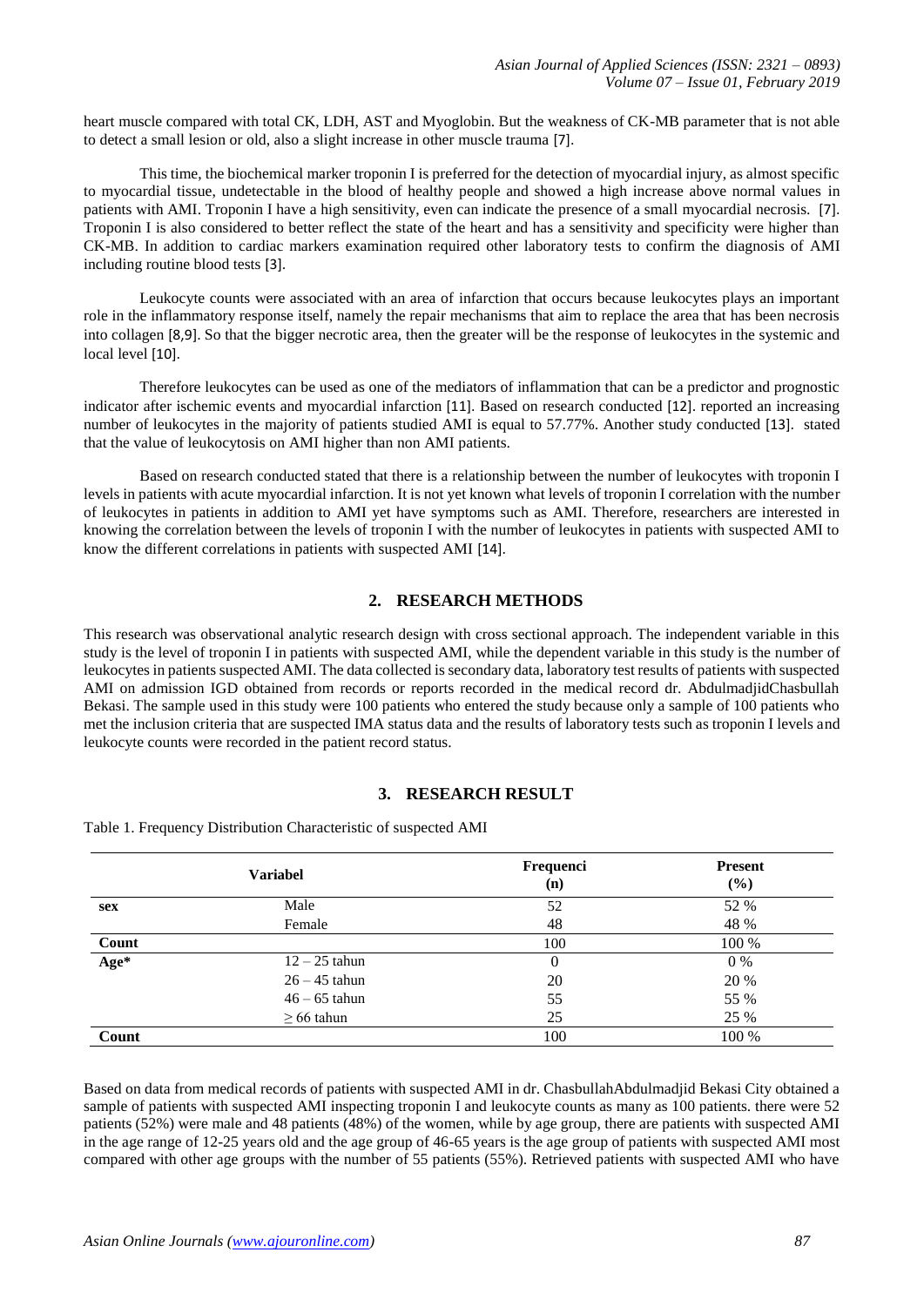heart muscle compared with total CK, LDH, AST and Myoglobin. But the weakness of CK-MB parameter that is not able to detect a small lesion or old, also a slight increase in other muscle trauma [7].

This time, the biochemical marker troponin I is preferred for the detection of myocardial injury, as almost specific to myocardial tissue, undetectable in the blood of healthy people and showed a high increase above normal values in patients with AMI. Troponin I have a high sensitivity, even can indicate the presence of a small myocardial necrosis. [7]. Troponin I is also considered to better reflect the state of the heart and has a sensitivity and specificity were higher than CK-MB. In addition to cardiac markers examination required other laboratory tests to confirm the diagnosis of AMI including routine blood tests [3].

Leukocyte counts were associated with an area of infarction that occurs because leukocytes plays an important role in the inflammatory response itself, namely the repair mechanisms that aim to replace the area that has been necrosis into collagen [8,9]. So that the bigger necrotic area, then the greater will be the response of leukocytes in the systemic and local level [10].

Therefore leukocytes can be used as one of the mediators of inflammation that can be a predictor and prognostic indicator after ischemic events and myocardial infarction [11]. Based on research conducted [12]. reported an increasing number of leukocytes in the majority of patients studied AMI is equal to 57.77%. Another study conducted [13]. stated that the value of leukocytosis on AMI higher than non AMI patients.

Based on research conducted stated that there is a relationship between the number of leukocytes with troponin I levels in patients with acute myocardial infarction. It is not yet known what levels of troponin I correlation with the number of leukocytes in patients in addition to AMI yet have symptoms such as AMI. Therefore, researchers are interested in knowing the correlation between the levels of troponin I with the number of leukocytes in patients with suspected AMI to know the different correlations in patients with suspected AMI [14].

## 2. RESEARCH METHODS

This research was observational analytic research design with cross sectional approach. The independent variable in this study is the level of troponin I in patients with suspected AMI, while the dependent variable in this study is the number of leukocytes in patients suspected AMI. The data collected is secondary data, laboratory test results of patients with suspected AMI on admission IGD obtained from records or reports recorded in the medical record dr. AbdulmadjidChasbullah Bekasi. The sample used in this study were 100 patients who entered the study because only a sample of 100 patients who met the inclusion criteria that are suspected IMA status data and the results of laboratory tests such as troponin I levels and leukocyte counts were recorded in the patient record status.

## 3. RESEARCH RESULT

Table 1. Frequency Distribution Characteristic of suspected AMI

| Variabel | | Frequenci (n) | Present (%) |
|---|---|---|---|
| **sex** | Male | 52 | 52 % |
| | Female | 48 | 48 % |
| **Count** | | 100 | 100 % |
| **Age*** | 12 – 25 tahun | 0 | 0 % |
| | 26 – 45 tahun | 20 | 20 % |
| | 46 – 65 tahun | 55 | 55 % |
| | ≥ 66 tahun | 25 | 25 % |
| **Count** | | 100 | 100 % |

Based on data from medical records of patients with suspected AMI in dr. ChasbullahAbdulmadjid Bekasi City obtained a sample of patients with suspected AMI inspecting troponin I and leukocyte counts as many as 100 patients. there were 52 patients (52%) were male and 48 patients (48%) of the women, while by age group, there are patients with suspected AMI in the age range of 12-25 years old and the age group of 46-65 years is the age group of patients with suspected AMI most compared with other age groups with the number of 55 patients (55%). Retrieved patients with suspected AMI who have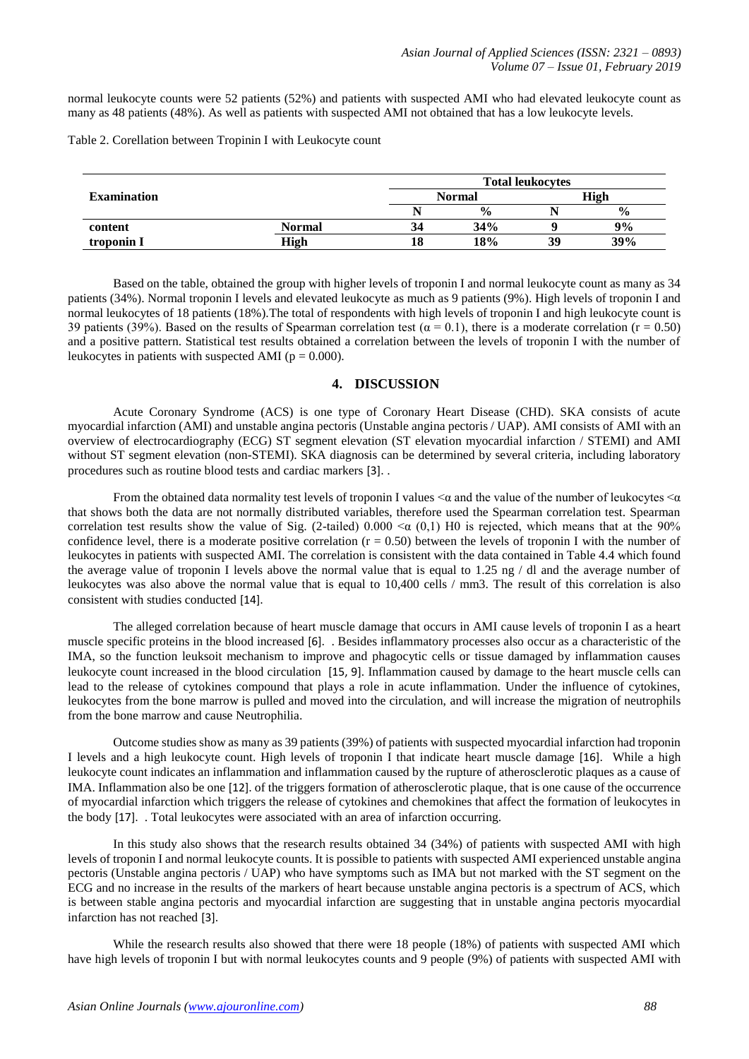normal leukocyte counts were 52 patients (52%) and patients with suspected AMI who had elevated leukocyte count as many as 48 patients (48%). As well as patients with suspected AMI not obtained that has a low leukocyte levels.

Table 2. Corellation between Tropinin I with Leukocyte count

| Examination | | Total leukocytes | | | |
|---|---|---|---|---|---|
| | | Normal | | High | |
| | | N | % | N | % |
| **content** | **Normal** | **34** | **34%** | **9** | **9%** |
| **troponin I** | **High** | **18** | **18%** | **39** | **39%** |

Based on the table, obtained the group with higher levels of troponin I and normal leukocyte count as many as 34 patients (34%). Normal troponin I levels and elevated leukocyte as much as 9 patients (9%). High levels of troponin I and normal leukocytes of 18 patients (18%).The total of respondents with high levels of troponin I and high leukocyte count is 39 patients (39%). Based on the results of Spearman correlation test ($\alpha = 0.1$), there is a moderate correlation ($r = 0.50$) and a positive pattern. Statistical test results obtained a correlation between the levels of troponin I with the number of leukocytes in patients with suspected AMI ($p = 0.000$).

## 4. DISCUSSION

Acute Coronary Syndrome (ACS) is one type of Coronary Heart Disease (CHD). SKA consists of acute myocardial infarction (AMI) and unstable angina pectoris (Unstable angina pectoris / UAP). AMI consists of AMI with an overview of electrocardiography (ECG) ST segment elevation (ST elevation myocardial infarction / STEMI) and AMI without ST segment elevation (non-STEMI). SKA diagnosis can be determined by several criteria, including laboratory procedures such as routine blood tests and cardiac markers [3]. .

From the obtained data normality test levels of troponin I values $<\alpha$ and the value of the number of leukocytes $<\alpha$ that shows both the data are not normally distributed variables, therefore used the Spearman correlation test. Spearman correlation test results show the value of Sig. (2-tailed) $0.000 < \alpha$ (0,1) H0 is rejected, which means that at the 90% confidence level, there is a moderate positive correlation ($r = 0.50$) between the levels of troponin I with the number of leukocytes in patients with suspected AMI. The correlation is consistent with the data contained in Table 4.4 which found the average value of troponin I levels above the normal value that is equal to 1.25 ng / dl and the average number of leukocytes was also above the normal value that is equal to 10,400 cells / mm3. The result of this correlation is also consistent with studies conducted [14].

The alleged correlation because of heart muscle damage that occurs in AMI cause levels of troponin I as a heart muscle specific proteins in the blood increased [6]. . Besides inflammatory processes also occur as a characteristic of the IMA, so the function leuksoit mechanism to improve and phagocytic cells or tissue damaged by inflammation causes leukocyte count increased in the blood circulation [15, 9]. Inflammation caused by damage to the heart muscle cells can lead to the release of cytokines compound that plays a role in acute inflammation. Under the influence of cytokines, leukocytes from the bone marrow is pulled and moved into the circulation, and will increase the migration of neutrophils from the bone marrow and cause Neutrophilia.

Outcome studies show as many as 39 patients (39%) of patients with suspected myocardial infarction had troponin I levels and a high leukocyte count. High levels of troponin I that indicate heart muscle damage [16]. While a high leukocyte count indicates an inflammation and inflammation caused by the rupture of atherosclerotic plaques as a cause of IMA. Inflammation also be one [12]. of the triggers formation of atherosclerotic plaque, that is one cause of the occurrence of myocardial infarction which triggers the release of cytokines and chemokines that affect the formation of leukocytes in the body [17]. . Total leukocytes were associated with an area of infarction occurring.

In this study also shows that the research results obtained 34 (34%) of patients with suspected AMI with high levels of troponin I and normal leukocyte counts. It is possible to patients with suspected AMI experienced unstable angina pectoris (Unstable angina pectoris / UAP) who have symptoms such as IMA but not marked with the ST segment on the ECG and no increase in the results of the markers of heart because unstable angina pectoris is a spectrum of ACS, which is between stable angina pectoris and myocardial infarction are suggesting that in unstable angina pectoris myocardial infarction has not reached [3].

While the research results also showed that there were 18 people (18%) of patients with suspected AMI which have high levels of troponin I but with normal leukocytes counts and 9 people (9%) of patients with suspected AMI with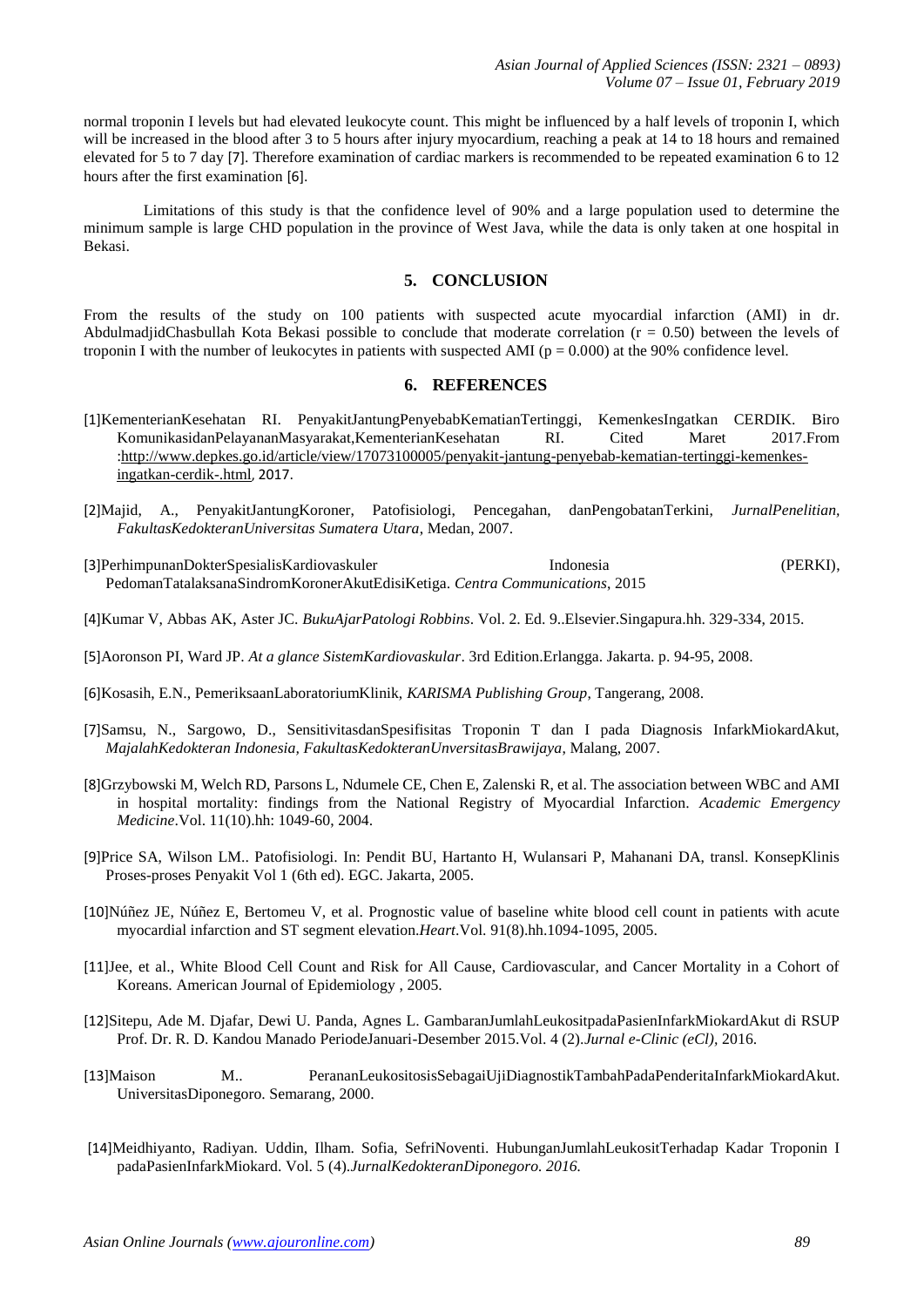normal troponin I levels but had elevated leukocyte count. This might be influenced by a half levels of troponin I, which will be increased in the blood after 3 to 5 hours after injury myocardium, reaching a peak at 14 to 18 hours and remained elevated for 5 to 7 day [7]. Therefore examination of cardiac markers is recommended to be repeated examination 6 to 12 hours after the first examination [6].

Limitations of this study is that the confidence level of 90% and a large population used to determine the minimum sample is large CHD population in the province of West Java, while the data is only taken at one hospital in Bekasi.

## 5. CONCLUSION

From the results of the study on 100 patients with suspected acute myocardial infarction (AMI) in dr. AbdulmadjidChasbullah Kota Bekasi possible to conclude that moderate correlation ($r = 0.50$) between the levels of troponin I with the number of leukocytes in patients with suspected AMI ($p = 0.000$) at the 90% confidence level.

## 6. REFERENCES

[1]KementerianKesehatan RI. PenyakitJantungPenyebabKematianTertinggi, KemenkesIngatkan CERDIK. Biro KomunikasidanPelayananMasyarakat,KementerianKesehatan RI. Cited Maret 2017.From :http://www.depkes.go.id/article/view/17073100005/penyakit-jantung-penyebab-kematian-tertinggi-kemenkes-ingatkan-cerdik-.html, 2017.

[2]Majid, A., PenyakitJantungKoroner, Patofisiologi, Pencegahan, danPengobatanTerkini, *JurnalPenelitian, FakultasKedokteranUniversitas Sumatera Utara*, Medan, 2007.

[3]PerhimpunanDokterSpesialisKardiovaskuler Indonesia (PERKI), PedomanTatalaksanaSindromKoronerAkutEdisiKetiga. *Centra Communications*, 2015

[4]Kumar V, Abbas AK, Aster JC. *BukuAjarPatologi Robbins*. Vol. 2. Ed. 9..Elsevier.Singapura.hh. 329-334, 2015.

[5]Aoronson PI, Ward JP. *At a glance SistemKardiovaskular*. 3rd Edition.Erlangga. Jakarta. p. 94-95, 2008.

[6]Kosasih, E.N., PemeriksaanLaboratoriumKlinik, *KARISMA Publishing Group*, Tangerang, 2008.

[7]Samsu, N., Sargowo, D., SensitivitasdanSpesifisitas Troponin T dan I pada Diagnosis InfarkMiokardAkut, *MajalahKedokteran Indonesia, FakultasKedokteranUnversitasBrawijaya*, Malang, 2007.

[8]Grzybowski M, Welch RD, Parsons L, Ndumele CE, Chen E, Zalenski R, et al. The association between WBC and AMI in hospital mortality: findings from the National Registry of Myocardial Infarction. *Academic Emergency Medicine*.Vol. 11(10).hh: 1049-60, 2004.

[9]Price SA, Wilson LM.. Patofisiologi. In: Pendit BU, Hartanto H, Wulansari P, Mahanani DA, transl. KonsepKlinis Proses-proses Penyakit Vol 1 (6th ed). EGC. Jakarta, 2005.

[10]Núñez JE, Núñez E, Bertomeu V, et al. Prognostic value of baseline white blood cell count in patients with acute myocardial infarction and ST segment elevation.*Heart*.Vol. 91(8).hh.1094-1095, 2005.

[11]Jee, et al., White Blood Cell Count and Risk for All Cause, Cardiovascular, and Cancer Mortality in a Cohort of Koreans. American Journal of Epidemiology , 2005.

[12]Sitepu, Ade M. Djafar, Dewi U. Panda, Agnes L. GambaranJumlahLeukositpadaPasienInfarkMiokardAkut di RSUP Prof. Dr. R. D. Kandou Manado PeriodeJanuari-Desember 2015.Vol. 4 (2).*Jurnal e-Clinic (eCl)*, 2016.

[13]Maison M.. PerananLeukositosisSebagaiUjiDiagnostikTambahPadaPenderitaInfarkMiokardAkut. UniversitasDiponegoro. Semarang, 2000.

[14]Meidhiyanto, Radiyan. Uddin, Ilham. Sofia, SefriNoventi. HubunganJumlahLeukositTerhadap Kadar Troponin I padaPasienInfarkMiokard. Vol. 5 (4).*JurnalKedokteranDiponegoro. 2016.*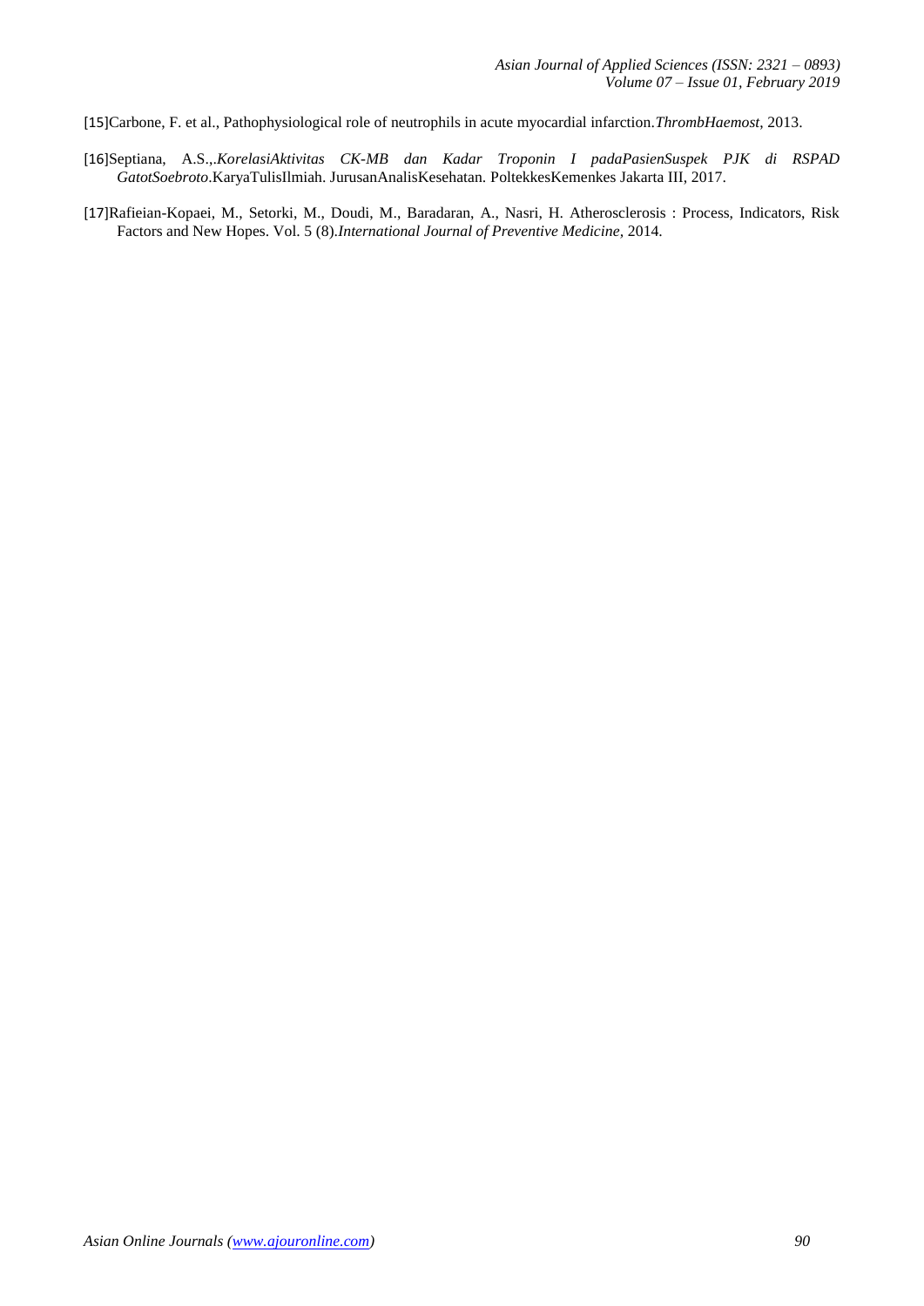[15]Carbone, F. et al., Pathophysiological role of neutrophils in acute myocardial infarction.*ThrombHaemost*, 2013.

[16]Septiana, A.S.,.*KorelasiAktivitas CK-MB dan Kadar Troponin I padaPasienSuspek PJK di RSPAD GatotSoebroto*.KaryaTulisIlmiah. JurusanAnalisKesehatan. PoltekkesKemenkes Jakarta III, 2017.

[17]Rafieian-Kopaei, M., Setorki, M., Doudi, M., Baradaran, A., Nasri, H. Atherosclerosis : Process, Indicators, Risk Factors and New Hopes. Vol. 5 (8).*International Journal of Preventive Medicine*, 2014.